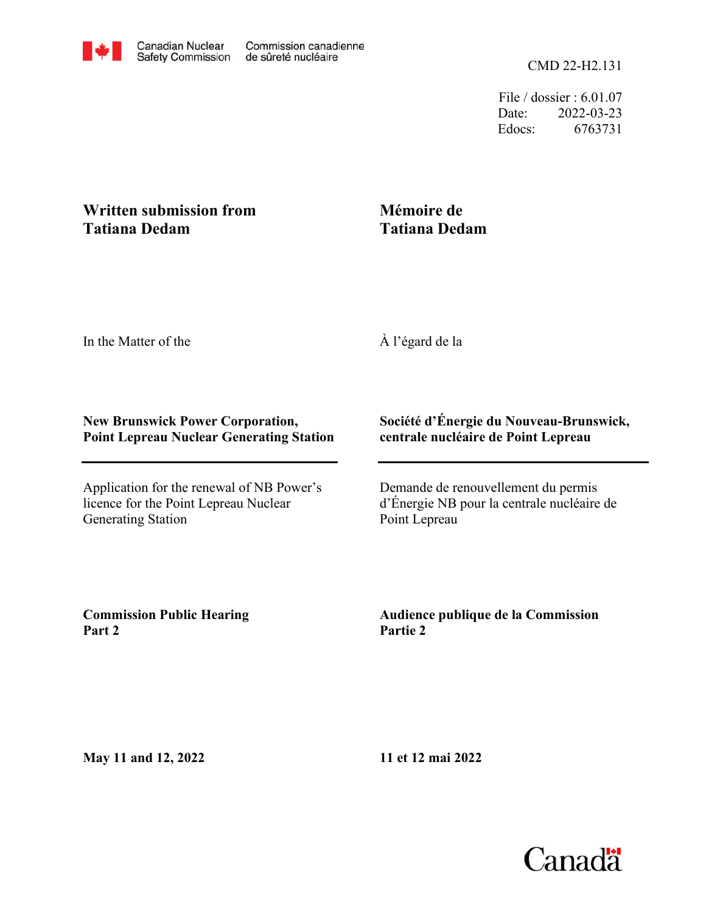Canadian Nuclear Safety Commission | Commission canadienne de sûreté nucléaire

CMD 22-H2.131

File / dossier : 6.01.07
Date: 2022-03-23
Edocs: 6763731

**Written submission from Tatiana Dedam**

**Mémoire de Tatiana Dedam**

In the Matter of the

À l'égard de la

**New Brunswick Power Corporation, Point Lepreau Nuclear Generating Station**

**Société d'Énergie du Nouveau-Brunswick, centrale nucléaire de Point Lepreau**

Application for the renewal of NB Power's licence for the Point Lepreau Nuclear Generating Station

Demande de renouvellement du permis d'Énergie NB pour la centrale nucléaire de Point Lepreau

**Commission Public Hearing Part 2**

**Audience publique de la Commission Partie 2**

**May 11 and 12, 2022**

**11 et 12 mai 2022**

Canada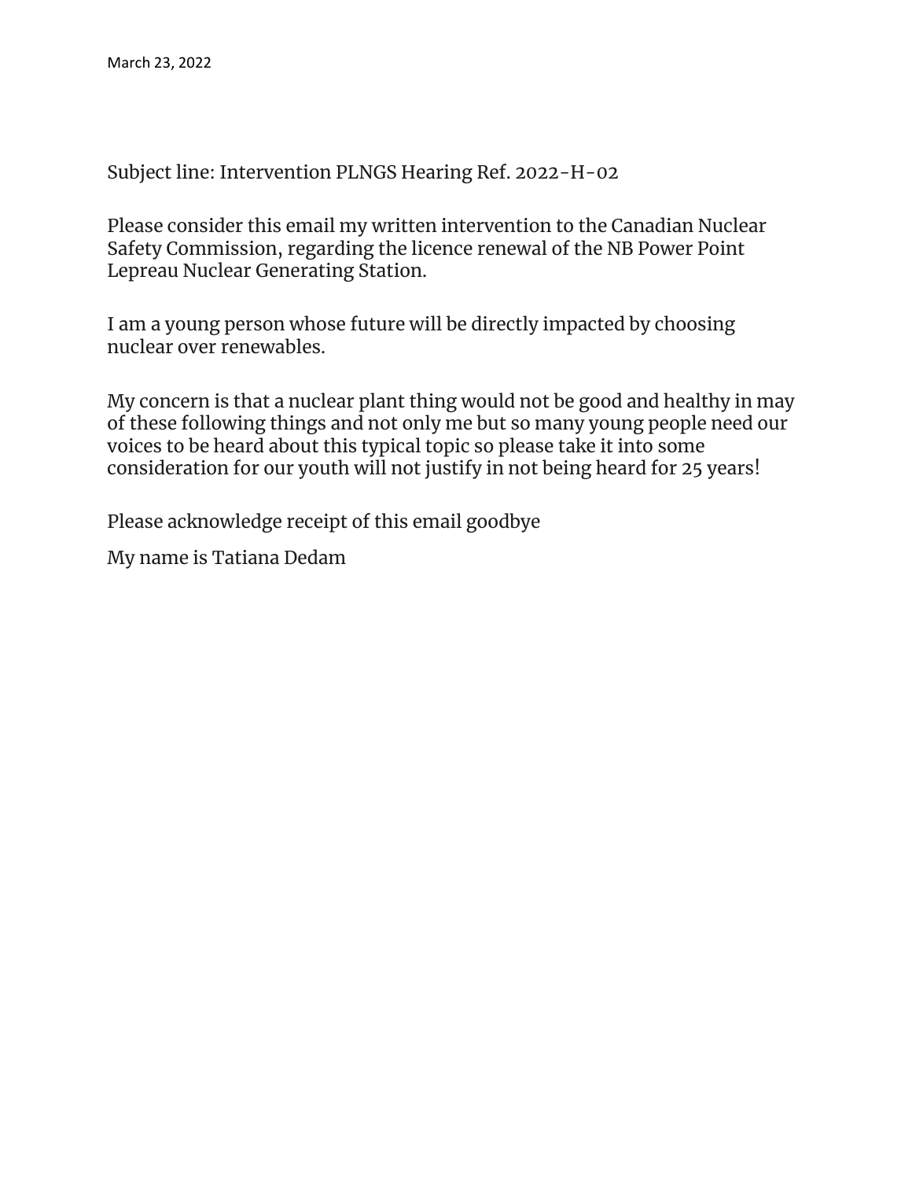March 23, 2022

Subject line: Intervention PLNGS Hearing Ref. 2022-H-02

Please consider this email my written intervention to the Canadian Nuclear Safety Commission, regarding the licence renewal of the NB Power Point Lepreau Nuclear Generating Station.

I am a young person whose future will be directly impacted by choosing nuclear over renewables.

My concern is that a nuclear plant thing would not be good and healthy in may of these following things and not only me but so many young people need our voices to be heard about this typical topic so please take it into some consideration for our youth will not justify in not being heard for 25 years!

Please acknowledge receipt of this email goodbye

My name is Tatiana Dedam